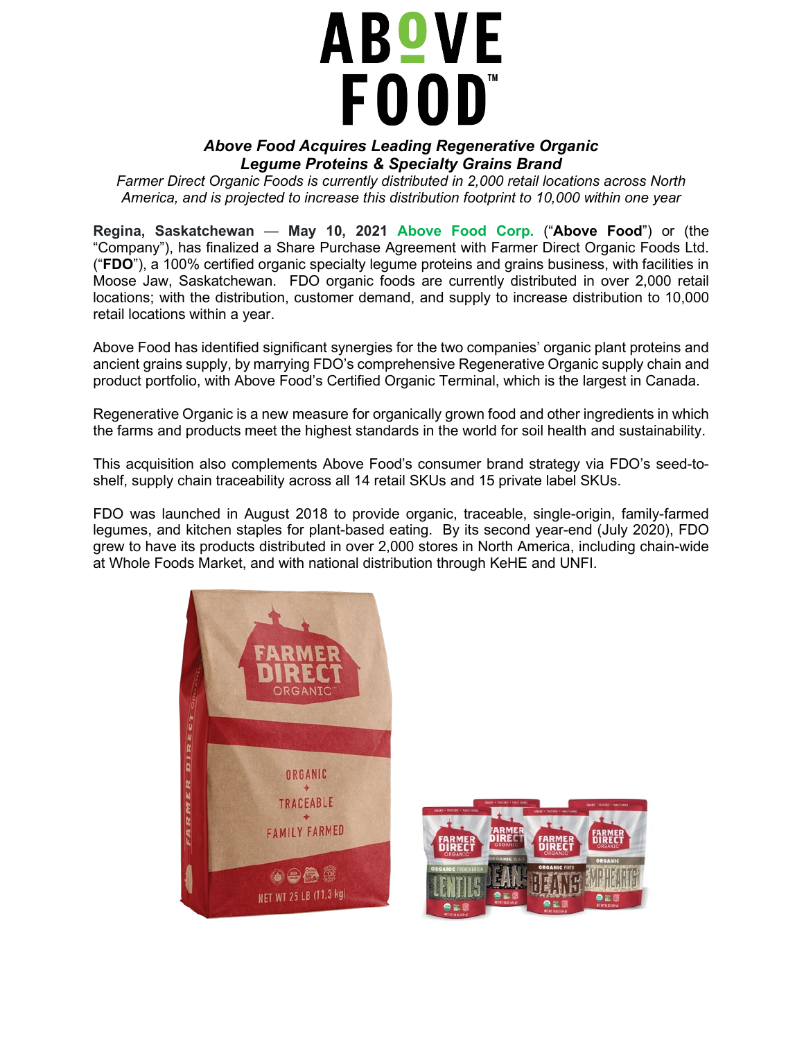# ABOVE FOOD™

## *Above Food Acquires Leading Regenerative Organic Legume Proteins & Specialty Grains Brand*

*Farmer Direct Organic Foods is currently distributed in 2,000 retail locations across North America, and is projected to increase this distribution footprint to 10,000 within one year*

**Regina, Saskatchewan — May 10, 2021** **Above Food Corp.** ("**Above Food**") or (the "Company"), has finalized a Share Purchase Agreement with Farmer Direct Organic Foods Ltd. ("**FDO**"), a 100% certified organic specialty legume proteins and grains business, with facilities in Moose Jaw, Saskatchewan. FDO organic foods are currently distributed in over 2,000 retail locations; with the distribution, customer demand, and supply to increase distribution to 10,000 retail locations within a year.

Above Food has identified significant synergies for the two companies' organic plant proteins and ancient grains supply, by marrying FDO's comprehensive Regenerative Organic supply chain and product portfolio, with Above Food's Certified Organic Terminal, which is the largest in Canada.

Regenerative Organic is a new measure for organically grown food and other ingredients in which the farms and products meet the highest standards in the world for soil health and sustainability.

This acquisition also complements Above Food's consumer brand strategy via FDO's seed-to-shelf, supply chain traceability across all 14 retail SKUs and 15 private label SKUs.

FDO was launched in August 2018 to provide organic, traceable, single-origin, family-farmed legumes, and kitchen staples for plant-based eating. By its second year-end (July 2020), FDO grew to have its products distributed in over 2,000 stores in North America, including chain-wide at Whole Foods Market, and with national distribution through KeHE and UNFI.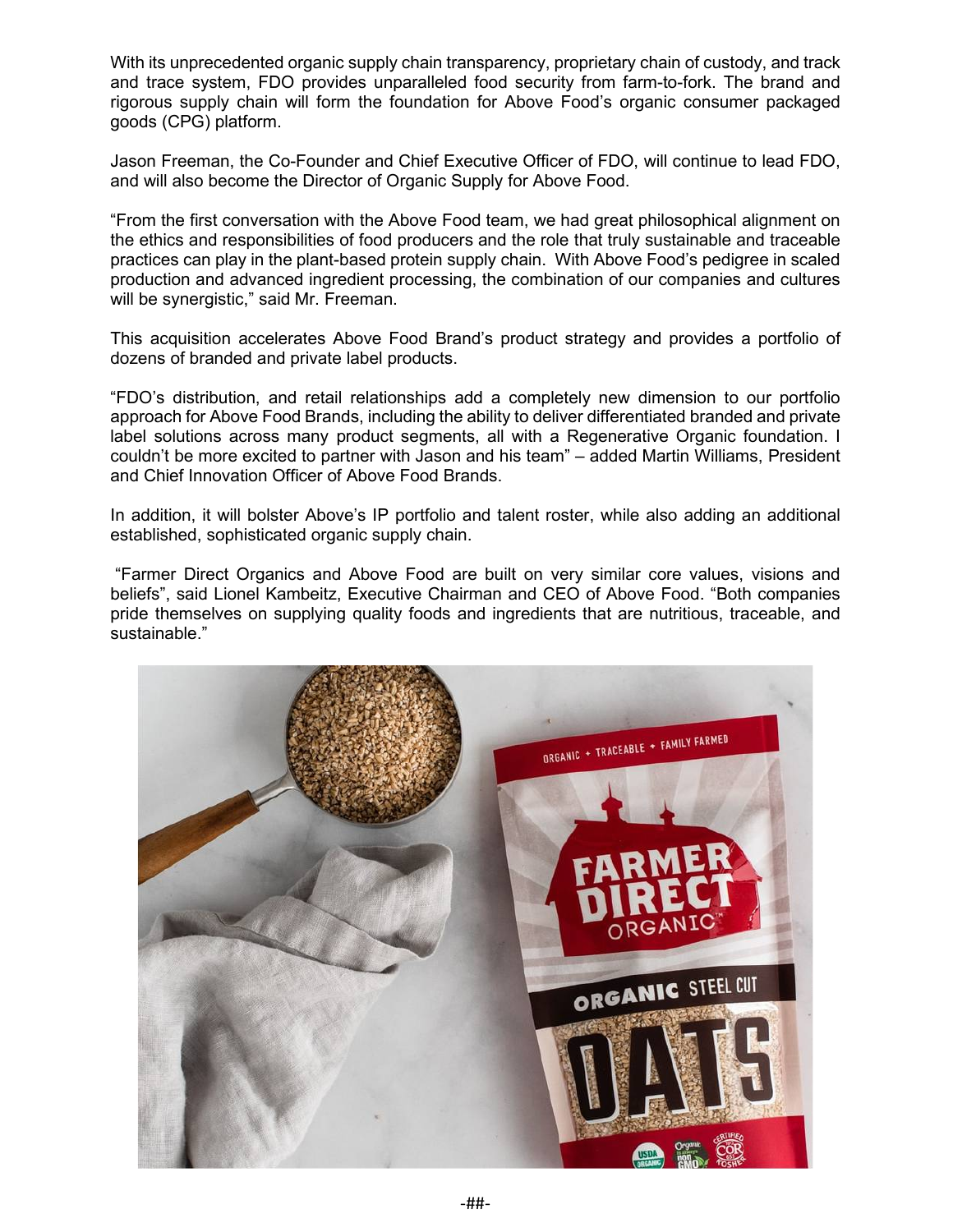With its unprecedented organic supply chain transparency, proprietary chain of custody, and track and trace system, FDO provides unparalleled food security from farm-to-fork. The brand and rigorous supply chain will form the foundation for Above Food's organic consumer packaged goods (CPG) platform.

Jason Freeman, the Co-Founder and Chief Executive Officer of FDO, will continue to lead FDO, and will also become the Director of Organic Supply for Above Food.

"From the first conversation with the Above Food team, we had great philosophical alignment on the ethics and responsibilities of food producers and the role that truly sustainable and traceable practices can play in the plant-based protein supply chain. With Above Food's pedigree in scaled production and advanced ingredient processing, the combination of our companies and cultures will be synergistic," said Mr. Freeman.

This acquisition accelerates Above Food Brand's product strategy and provides a portfolio of dozens of branded and private label products.

"FDO's distribution, and retail relationships add a completely new dimension to our portfolio approach for Above Food Brands, including the ability to deliver differentiated branded and private label solutions across many product segments, all with a Regenerative Organic foundation. I couldn't be more excited to partner with Jason and his team" – added Martin Williams, President and Chief Innovation Officer of Above Food Brands.

In addition, it will bolster Above's IP portfolio and talent roster, while also adding an additional established, sophisticated organic supply chain.

"Farmer Direct Organics and Above Food are built on very similar core values, visions and beliefs", said Lionel Kambeitz, Executive Chairman and CEO of Above Food. "Both companies pride themselves on supplying quality foods and ingredients that are nutritious, traceable, and sustainable."

-##-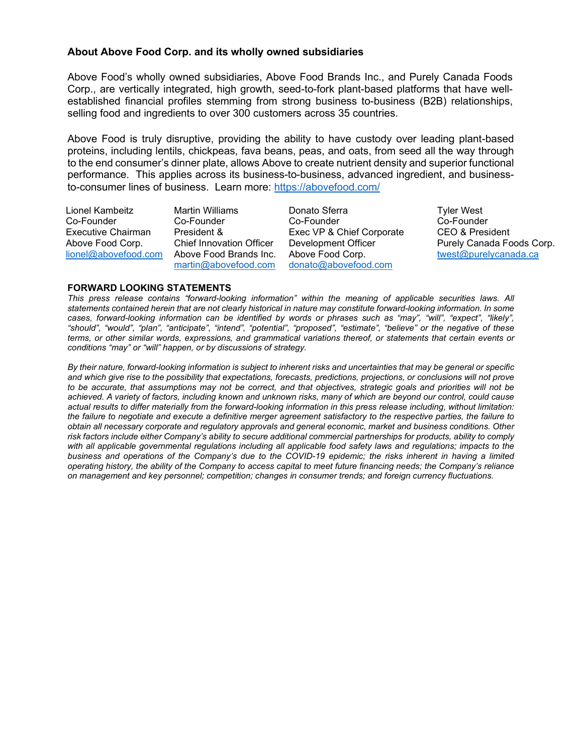### About Above Food Corp. and its wholly owned subsidiaries

Above Food's wholly owned subsidiaries, Above Food Brands Inc., and Purely Canada Foods Corp., are vertically integrated, high growth, seed-to-fork plant-based platforms that have well-established financial profiles stemming from strong business to-business (B2B) relationships, selling food and ingredients to over 300 customers across 35 countries.

Above Food is truly disruptive, providing the ability to have custody over leading plant-based proteins, including lentils, chickpeas, fava beans, peas, and oats, from seed all the way through to the end consumer's dinner plate, allows Above to create nutrient density and superior functional performance. This applies across its business-to-business, advanced ingredient, and business-to-consumer lines of business. Learn more: [https://abovefood.com/](https://abovefood.com/)

Lionel Kambeitz
Co-Founder
Executive Chairman
Above Food Corp.
lionel@abovefood.com

Martin Williams
Co-Founder
President &
Chief Innovation Officer
Above Food Brands Inc.
martin@abovefood.com

Donato Sferra
Co-Founder
Exec VP & Chief Corporate Development Officer
Above Food Corp.
donato@abovefood.com

Tyler West
Co-Founder
CEO & President
Purely Canada Foods Corp.
twest@purelycanada.ca

**FORWARD LOOKING STATEMENTS**

*This press release contains "forward-looking information" within the meaning of applicable securities laws. All statements contained herein that are not clearly historical in nature may constitute forward-looking information. In some cases, forward-looking information can be identified by words or phrases such as "may", "will", "expect", "likely", "should", "would", "plan", "anticipate", "intend", "potential", "proposed", "estimate", "believe" or the negative of these terms, or other similar words, expressions, and grammatical variations thereof, or statements that certain events or conditions "may" or "will" happen, or by discussions of strategy.*

*By their nature, forward-looking information is subject to inherent risks and uncertainties that may be general or specific and which give rise to the possibility that expectations, forecasts, predictions, projections, or conclusions will not prove to be accurate, that assumptions may not be correct, and that objectives, strategic goals and priorities will not be achieved. A variety of factors, including known and unknown risks, many of which are beyond our control, could cause actual results to differ materially from the forward-looking information in this press release including, without limitation: the failure to negotiate and execute a definitive merger agreement satisfactory to the respective parties, the failure to obtain all necessary corporate and regulatory approvals and general economic, market and business conditions. Other risk factors include either Company's ability to secure additional commercial partnerships for products, ability to comply with all applicable governmental regulations including all applicable food safety laws and regulations; impacts to the business and operations of the Company's due to the COVID-19 epidemic; the risks inherent in having a limited operating history, the ability of the Company to access capital to meet future financing needs; the Company's reliance on management and key personnel; competition; changes in consumer trends; and foreign currency fluctuations.*